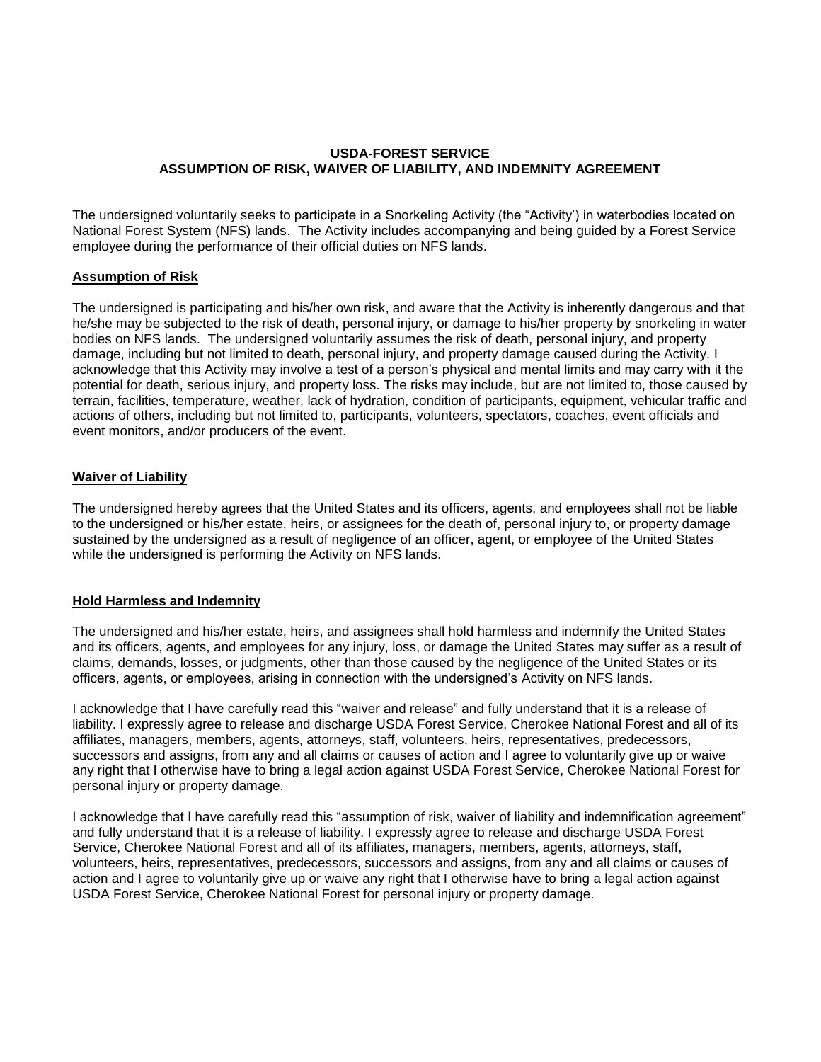**USDA-FOREST SERVICE**
**ASSUMPTION OF RISK, WAIVER OF LIABILITY, AND INDEMNITY AGREEMENT**

The undersigned voluntarily seeks to participate in a Snorkeling Activity (the "Activity') in waterbodies located on National Forest System (NFS) lands. The Activity includes accompanying and being guided by a Forest Service employee during the performance of their official duties on NFS lands.

## Assumption of Risk

The undersigned is participating and his/her own risk, and aware that the Activity is inherently dangerous and that he/she may be subjected to the risk of death, personal injury, or damage to his/her property by snorkeling in water bodies on NFS lands. The undersigned voluntarily assumes the risk of death, personal injury, and property damage, including but not limited to death, personal injury, and property damage caused during the Activity. I acknowledge that this Activity may involve a test of a person's physical and mental limits and may carry with it the potential for death, serious injury, and property loss. The risks may include, but are not limited to, those caused by terrain, facilities, temperature, weather, lack of hydration, condition of participants, equipment, vehicular traffic and actions of others, including but not limited to, participants, volunteers, spectators, coaches, event officials and event monitors, and/or producers of the event.

## Waiver of Liability

The undersigned hereby agrees that the United States and its officers, agents, and employees shall not be liable to the undersigned or his/her estate, heirs, or assignees for the death of, personal injury to, or property damage sustained by the undersigned as a result of negligence of an officer, agent, or employee of the United States while the undersigned is performing the Activity on NFS lands.

## Hold Harmless and Indemnity

The undersigned and his/her estate, heirs, and assignees shall hold harmless and indemnify the United States and its officers, agents, and employees for any injury, loss, or damage the United States may suffer as a result of claims, demands, losses, or judgments, other than those caused by the negligence of the United States or its officers, agents, or employees, arising in connection with the undersigned's Activity on NFS lands.

I acknowledge that I have carefully read this "waiver and release" and fully understand that it is a release of liability. I expressly agree to release and discharge USDA Forest Service, Cherokee National Forest and all of its affiliates, managers, members, agents, attorneys, staff, volunteers, heirs, representatives, predecessors, successors and assigns, from any and all claims or causes of action and I agree to voluntarily give up or waive any right that I otherwise have to bring a legal action against USDA Forest Service, Cherokee National Forest for personal injury or property damage.

I acknowledge that I have carefully read this "assumption of risk, waiver of liability and indemnification agreement" and fully understand that it is a release of liability. I expressly agree to release and discharge USDA Forest Service, Cherokee National Forest and all of its affiliates, managers, members, agents, attorneys, staff, volunteers, heirs, representatives, predecessors, successors and assigns, from any and all claims or causes of action and I agree to voluntarily give up or waive any right that I otherwise have to bring a legal action against USDA Forest Service, Cherokee National Forest for personal injury or property damage.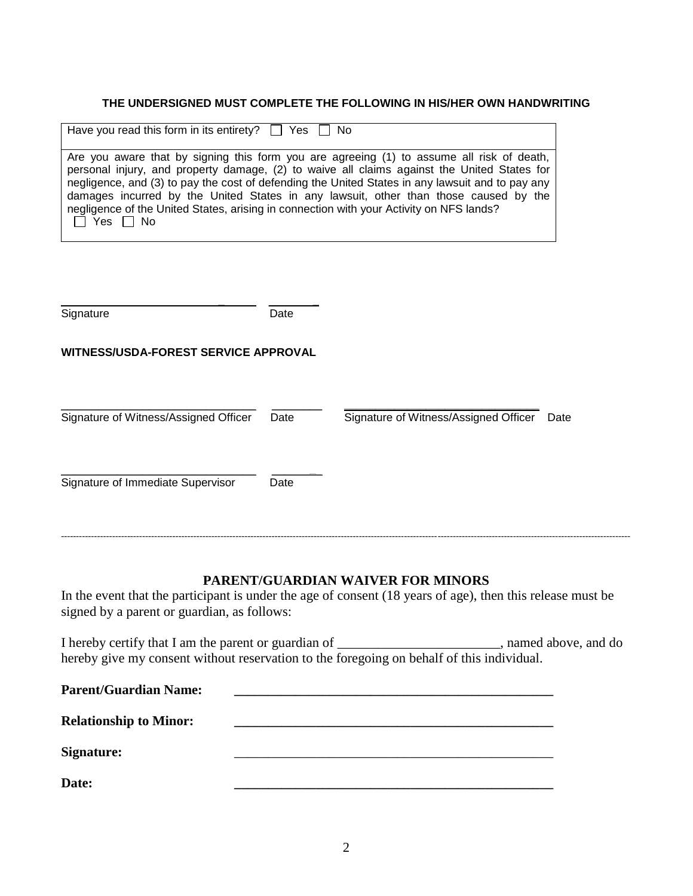**THE UNDERSIGNED MUST COMPLETE THE FOLLOWING IN HIS/HER OWN HANDWRITING**

| |
|---|
| Have you read this form in its entirety? ☐ Yes ☐ No |
| Are you aware that by signing this form you are agreeing (1) to assume all risk of death, personal injury, and property damage, (2) to waive all claims against the United States for negligence, and (3) to pay the cost of defending the United States in any lawsuit and to pay any damages incurred by the United States in any lawsuit, other than those caused by the negligence of the United States, arising in connection with your Activity on NFS lands? ☐ Yes ☐ No |

_______________________________ ________
Signature Date

**WITNESS/USDA-FOREST SERVICE APPROVAL**

_______________________________ ________ _______________________________
Signature of Witness/Assigned Officer Date Signature of Witness/Assigned Officer Date

_______________________________ ________
Signature of Immediate Supervisor Date

---

## PARENT/GUARDIAN WAIVER FOR MINORS

In the event that the participant is under the age of consent (18 years of age), then this release must be signed by a parent or guardian, as follows:

I hereby certify that I am the parent or guardian of ________________________, named above, and do hereby give my consent without reservation to the foregoing on behalf of this individual.

**Parent/Guardian Name:** ________________________________________________

**Relationship to Minor:** ________________________________________________

**Signature:** ________________________________________________

**Date:** ________________________________________________